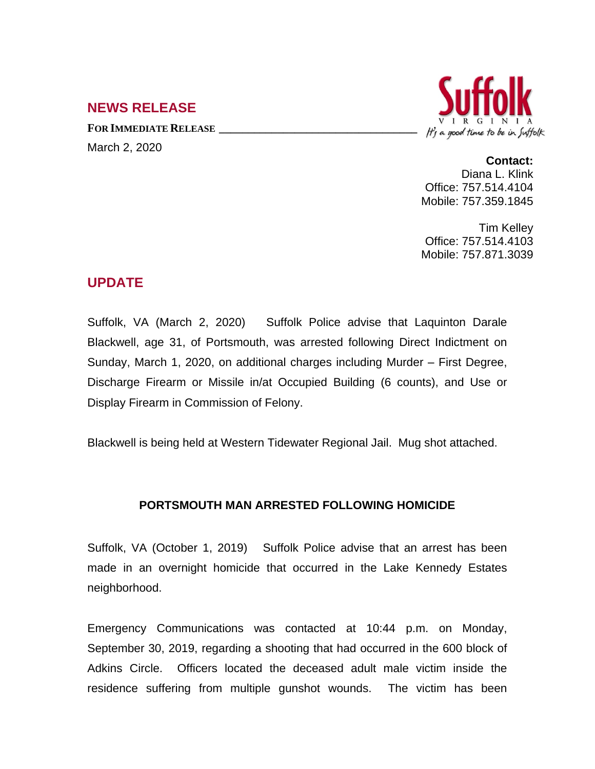## NEWS RELEASE

**FOR IMMEDIATE RELEASE**

March 2, 2020

Suffolk
VIRGINIA
It's a good time to be in Suffolk

**Contact:**
Diana L. Klink
Office: 757.514.4104
Mobile: 757.359.1845

Tim Kelley
Office: 757.514.4103
Mobile: 757.871.3039

## UPDATE

Suffolk, VA (March 2, 2020) Suffolk Police advise that Laquinton Darale Blackwell, age 31, of Portsmouth, was arrested following Direct Indictment on Sunday, March 1, 2020, on additional charges including Murder – First Degree, Discharge Firearm or Missile in/at Occupied Building (6 counts), and Use or Display Firearm in Commission of Felony.

Blackwell is being held at Western Tidewater Regional Jail. Mug shot attached.

### PORTSMOUTH MAN ARRESTED FOLLOWING HOMICIDE

Suffolk, VA (October 1, 2019) Suffolk Police advise that an arrest has been made in an overnight homicide that occurred in the Lake Kennedy Estates neighborhood.

Emergency Communications was contacted at 10:44 p.m. on Monday, September 30, 2019, regarding a shooting that had occurred in the 600 block of Adkins Circle. Officers located the deceased adult male victim inside the residence suffering from multiple gunshot wounds. The victim has been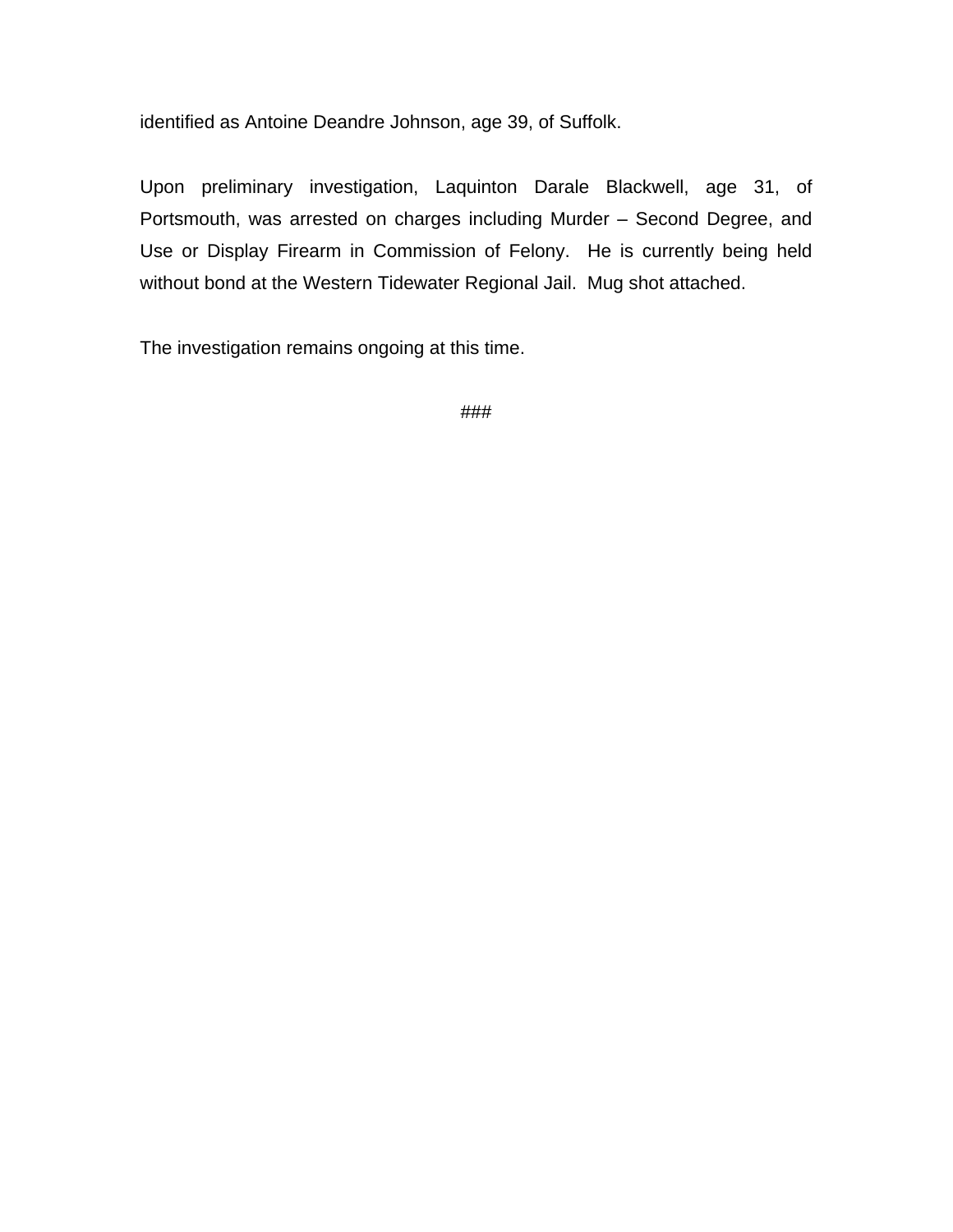identified as Antoine Deandre Johnson, age 39, of Suffolk.

Upon preliminary investigation, Laquinton Darale Blackwell, age 31, of Portsmouth, was arrested on charges including Murder – Second Degree, and Use or Display Firearm in Commission of Felony. He is currently being held without bond at the Western Tidewater Regional Jail. Mug shot attached.

The investigation remains ongoing at this time.

###